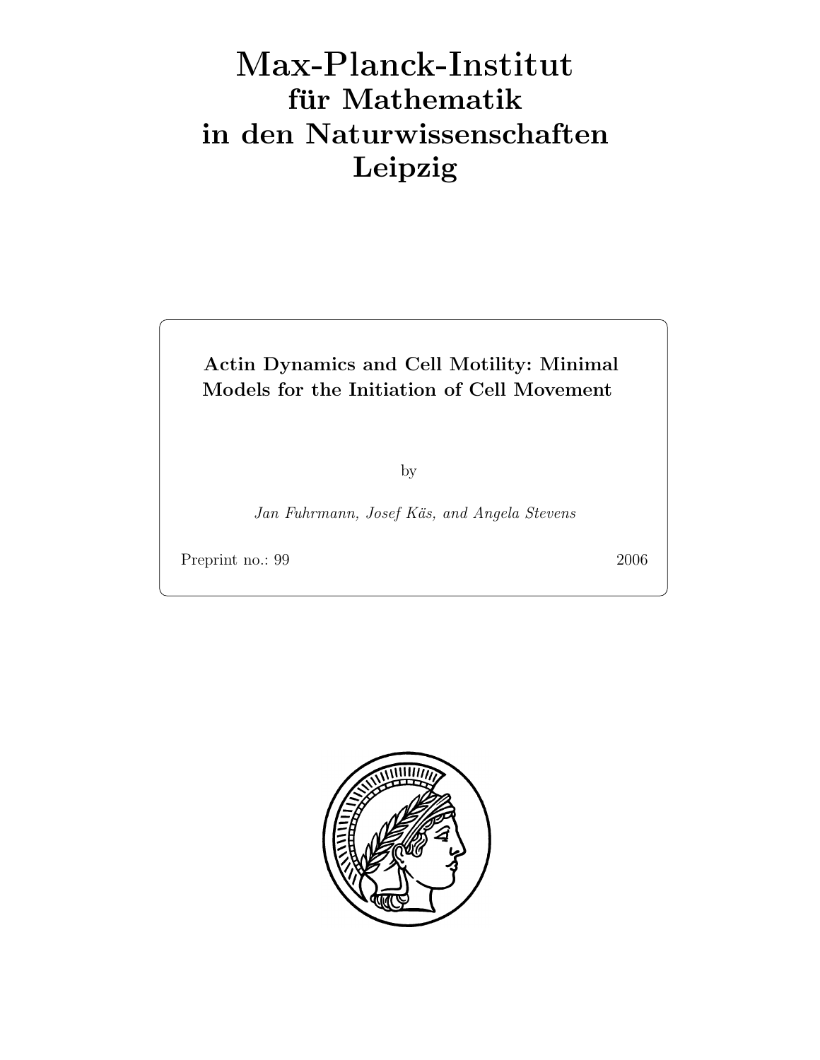# Max-Planck-Institut
## für Mathematik
## in den Naturwissenschaften
## Leipzig

**Actin Dynamics and Cell Motility: Minimal Models for the Initiation of Cell Movement**

by

*Jan Fuhrmann, Josef Käs, and Angela Stevens*

Preprint no.: 99 2006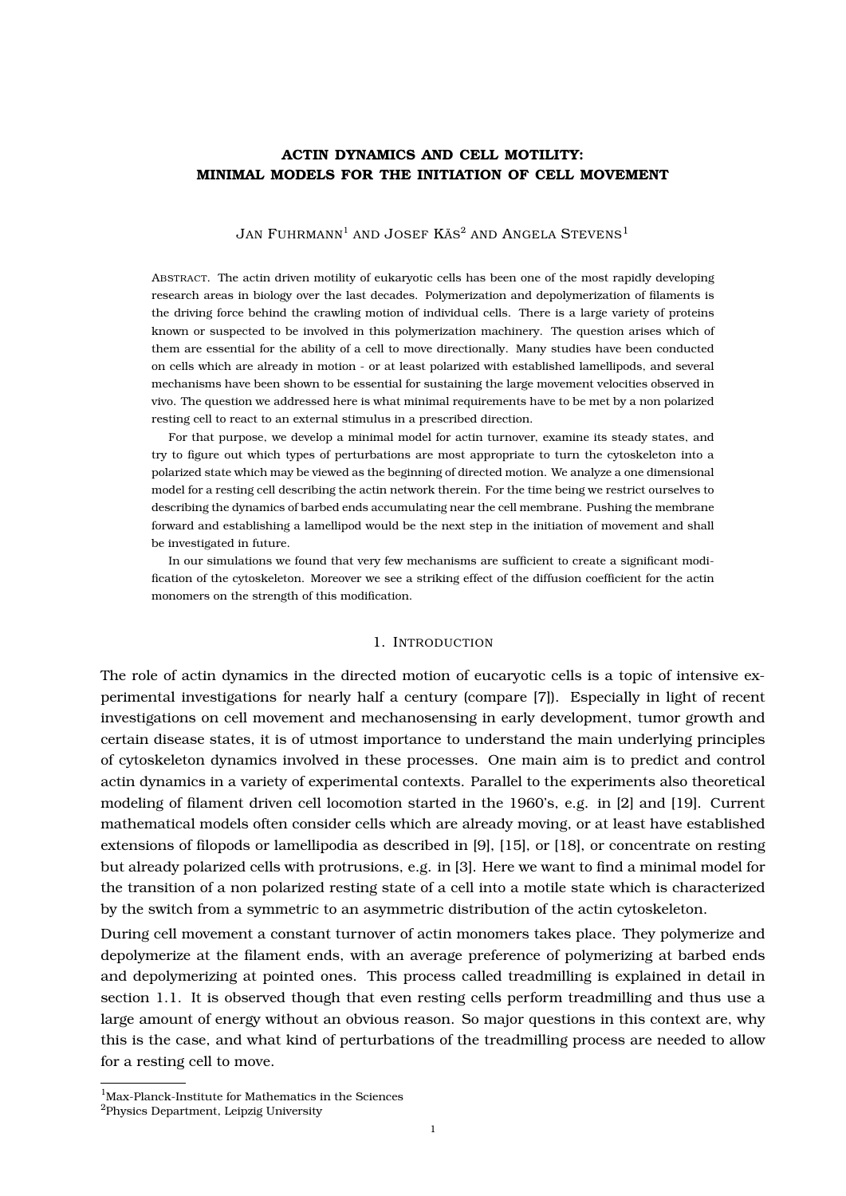# ACTIN DYNAMICS AND CELL MOTILITY: MINIMAL MODELS FOR THE INITIATION OF CELL MOVEMENT

JAN FUHRMANN[1] AND JOSEF KÄS[2] AND ANGELA STEVENS[1]

ABSTRACT. The actin driven motility of eukaryotic cells has been one of the most rapidly developing research areas in biology over the last decades. Polymerization and depolymerization of filaments is the driving force behind the crawling motion of individual cells. There is a large variety of proteins known or suspected to be involved in this polymerization machinery. The question arises which of them are essential for the ability of a cell to move directionally. Many studies have been conducted on cells which are already in motion - or at least polarized with established lamellipods, and several mechanisms have been shown to be essential for sustaining the large movement velocities observed in vivo. The question we addressed here is what minimal requirements have to be met by a non polarized resting cell to react to an external stimulus in a prescribed direction.

For that purpose, we develop a minimal model for actin turnover, examine its steady states, and try to figure out which types of perturbations are most appropriate to turn the cytoskeleton into a polarized state which may be viewed as the beginning of directed motion. We analyze a one dimensional model for a resting cell describing the actin network therein. For the time being we restrict ourselves to describing the dynamics of barbed ends accumulating near the cell membrane. Pushing the membrane forward and establishing a lamellipod would be the next step in the initiation of movement and shall be investigated in future.

In our simulations we found that very few mechanisms are sufficient to create a significant modification of the cytoskeleton. Moreover we see a striking effect of the diffusion coefficient for the actin monomers on the strength of this modification.

## 1. INTRODUCTION

The role of actin dynamics in the directed motion of eucaryotic cells is a topic of intensive experimental investigations for nearly half a century (compare [7]). Especially in light of recent investigations on cell movement and mechanosensing in early development, tumor growth and certain disease states, it is of utmost importance to understand the main underlying principles of cytoskeleton dynamics involved in these processes. One main aim is to predict and control actin dynamics in a variety of experimental contexts. Parallel to the experiments also theoretical modeling of filament driven cell locomotion started in the 1960's, e.g. in [2] and [19]. Current mathematical models often consider cells which are already moving, or at least have established extensions of filopods or lamellipodia as described in [9], [15], or [18], or concentrate on resting but already polarized cells with protrusions, e.g. in [3]. Here we want to find a minimal model for the transition of a non polarized resting state of a cell into a motile state which is characterized by the switch from a symmetric to an asymmetric distribution of the actin cytoskeleton.

During cell movement a constant turnover of actin monomers takes place. They polymerize and depolymerize at the filament ends, with an average preference of polymerizing at barbed ends and depolymerizing at pointed ones. This process called treadmilling is explained in detail in section 1.1. It is observed though that even resting cells perform treadmilling and thus use a large amount of energy without an obvious reason. So major questions in this context are, why this is the case, and what kind of perturbations of the treadmilling process are needed to allow for a resting cell to move.

[1] Max-Planck-Institute for Mathematics in the Sciences
[2] Physics Department, Leipzig University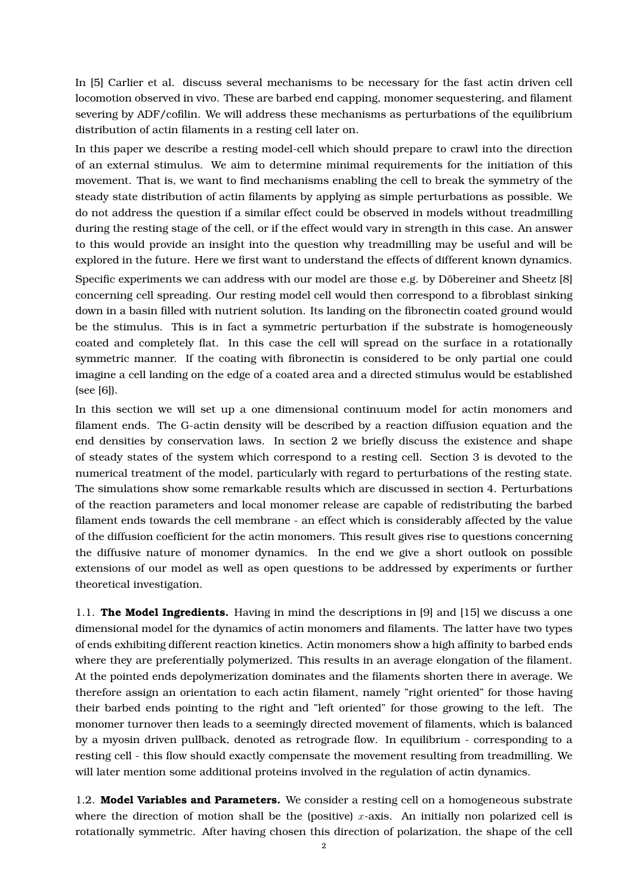In [5] Carlier et al. discuss several mechanisms to be necessary for the fast actin driven cell locomotion observed in vivo. These are barbed end capping, monomer sequestering, and filament severing by ADF/cofilin. We will address these mechanisms as perturbations of the equilibrium distribution of actin filaments in a resting cell later on.

In this paper we describe a resting model-cell which should prepare to crawl into the direction of an external stimulus. We aim to determine minimal requirements for the initiation of this movement. That is, we want to find mechanisms enabling the cell to break the symmetry of the steady state distribution of actin filaments by applying as simple perturbations as possible. We do not address the question if a similar effect could be observed in models without treadmilling during the resting stage of the cell, or if the effect would vary in strength in this case. An answer to this would provide an insight into the question why treadmilling may be useful and will be explored in the future. Here we first want to understand the effects of different known dynamics.

Specific experiments we can address with our model are those e.g. by Döbereiner and Sheetz [8] concerning cell spreading. Our resting model cell would then correspond to a fibroblast sinking down in a basin filled with nutrient solution. Its landing on the fibronectin coated ground would be the stimulus. This is in fact a symmetric perturbation if the substrate is homogeneously coated and completely flat. In this case the cell will spread on the surface in a rotationally symmetric manner. If the coating with fibronectin is considered to be only partial one could imagine a cell landing on the edge of a coated area and a directed stimulus would be established (see [6]).

In this section we will set up a one dimensional continuum model for actin monomers and filament ends. The G-actin density will be described by a reaction diffusion equation and the end densities by conservation laws. In section 2 we briefly discuss the existence and shape of steady states of the system which correspond to a resting cell. Section 3 is devoted to the numerical treatment of the model, particularly with regard to perturbations of the resting state. The simulations show some remarkable results which are discussed in section 4. Perturbations of the reaction parameters and local monomer release are capable of redistributing the barbed filament ends towards the cell membrane - an effect which is considerably affected by the value of the diffusion coefficient for the actin monomers. This result gives rise to questions concerning the diffusive nature of monomer dynamics. In the end we give a short outlook on possible extensions of our model as well as open questions to be addressed by experiments or further theoretical investigation.

1.1. **The Model Ingredients.** Having in mind the descriptions in [9] and [15] we discuss a one dimensional model for the dynamics of actin monomers and filaments. The latter have two types of ends exhibiting different reaction kinetics. Actin monomers show a high affinity to barbed ends where they are preferentially polymerized. This results in an average elongation of the filament. At the pointed ends depolymerization dominates and the filaments shorten there in average. We therefore assign an orientation to each actin filament, namely "right oriented" for those having their barbed ends pointing to the right and "left oriented" for those growing to the left. The monomer turnover then leads to a seemingly directed movement of filaments, which is balanced by a myosin driven pullback, denoted as retrograde flow. In equilibrium - corresponding to a resting cell - this flow should exactly compensate the movement resulting from treadmilling. We will later mention some additional proteins involved in the regulation of actin dynamics.

1.2. **Model Variables and Parameters.** We consider a resting cell on a homogeneous substrate where the direction of motion shall be the (positive) $x$-axis. An initially non polarized cell is rotationally symmetric. After having chosen this direction of polarization, the shape of the cell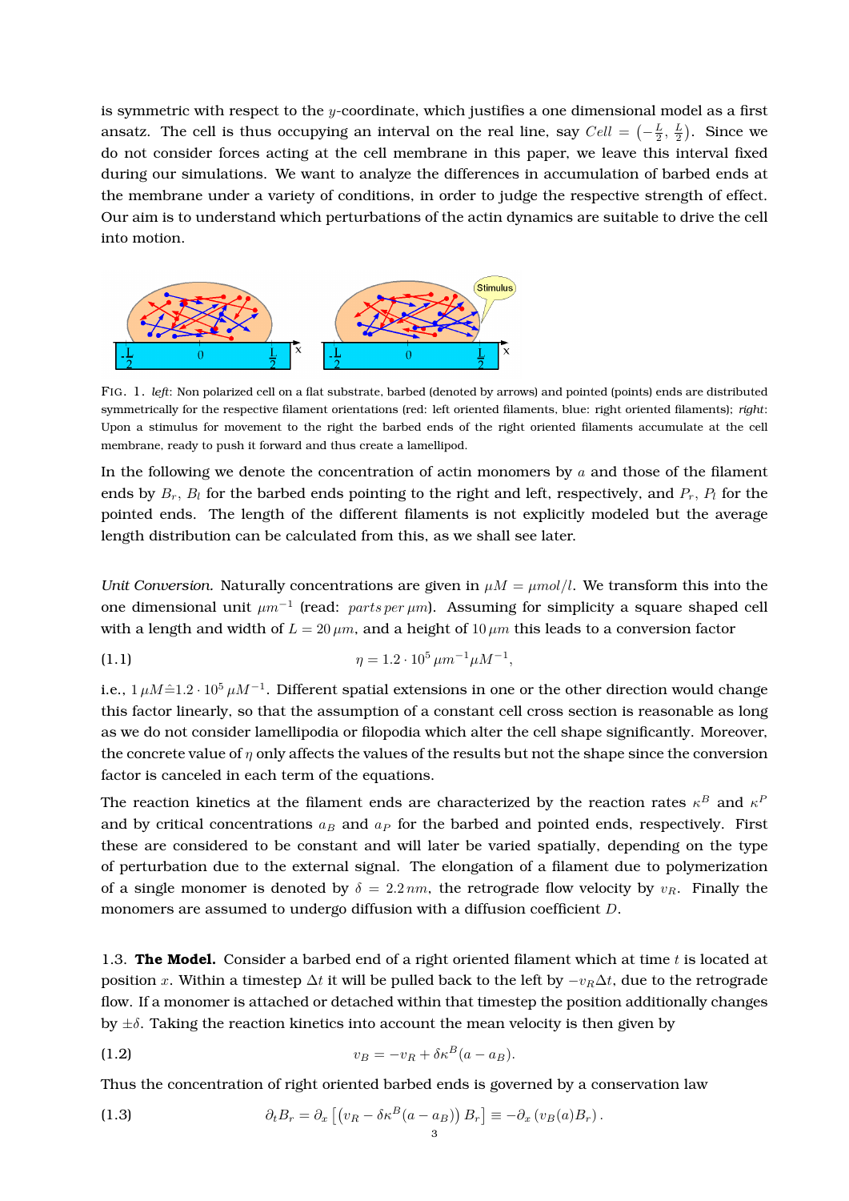is symmetric with respect to the $y$-coordinate, which justifies a one dimensional model as a first ansatz. The cell is thus occupying an interval on the real line, say $Cell = (-\frac{L}{2}, \frac{L}{2})$. Since we do not consider forces acting at the cell membrane in this paper, we leave this interval fixed during our simulations. We want to analyze the differences in accumulation of barbed ends at the membrane under a variety of conditions, in order to judge the respective strength of effect. Our aim is to understand which perturbations of the actin dynamics are suitable to drive the cell into motion.

FIG. 1. *left*: Non polarized cell on a flat substrate, barbed (denoted by arrows) and pointed (points) ends are distributed symmetrically for the respective filament orientations (red: left oriented filaments, blue: right oriented filaments); *right*: Upon a stimulus for movement to the right the barbed ends of the right oriented filaments accumulate at the cell membrane, ready to push it forward and thus create a lamellipod.

In the following we denote the concentration of actin monomers by $a$ and those of the filament ends by $B_r$, $B_l$ for the barbed ends pointing to the right and left, respectively, and $P_r$, $P_l$ for the pointed ends. The length of the different filaments is not explicitly modeled but the average length distribution can be calculated from this, as we shall see later.

*Unit Conversion.* Naturally concentrations are given in $\mu M = \mu mol/l$. We transform this into the one dimensional unit $\mu m^{-1}$ (read: *parts per* $\mu m$). Assuming for simplicity a square shaped cell with a length and width of $L = 20\,\mu m$, and a height of $10\,\mu m$ this leads to a conversion factor

$$\eta = 1.2 \cdot 10^5\,\mu m^{-1} \mu M^{-1}, \tag{1.1}$$

i.e., $1\,\mu M \hat{=} 1.2 \cdot 10^5\,\mu M^{-1}$. Different spatial extensions in one or the other direction would change this factor linearly, so that the assumption of a constant cell cross section is reasonable as long as we do not consider lamellipodia or filopodia which alter the cell shape significantly. Moreover, the concrete value of $\eta$ only affects the values of the results but not the shape since the conversion factor is canceled in each term of the equations.

The reaction kinetics at the filament ends are characterized by the reaction rates $\kappa^B$ and $\kappa^P$ and by critical concentrations $a_B$ and $a_P$ for the barbed and pointed ends, respectively. First these are considered to be constant and will later be varied spatially, depending on the type of perturbation due to the external signal. The elongation of a filament due to polymerization of a single monomer is denoted by $\delta = 2.2\,nm$, the retrograde flow velocity by $v_R$. Finally the monomers are assumed to undergo diffusion with a diffusion coefficient $D$.

**1.3. The Model.** Consider a barbed end of a right oriented filament which at time $t$ is located at position $x$. Within a timestep $\Delta t$ it will be pulled back to the left by $-v_R \Delta t$, due to the retrograde flow. If a monomer is attached or detached within that timestep the position additionally changes by $\pm\delta$. Taking the reaction kinetics into account the mean velocity is then given by

$$v_B = -v_R + \delta \kappa^B (a - a_B). \tag{1.2}$$

Thus the concentration of right oriented barbed ends is governed by a conservation law

$$\partial_t B_r = \partial_x \left[ \left( v_R - \delta \kappa^B (a - a_B) \right) B_r \right] \equiv -\partial_x \left( v_B(a) B_r \right). \tag{1.3}$$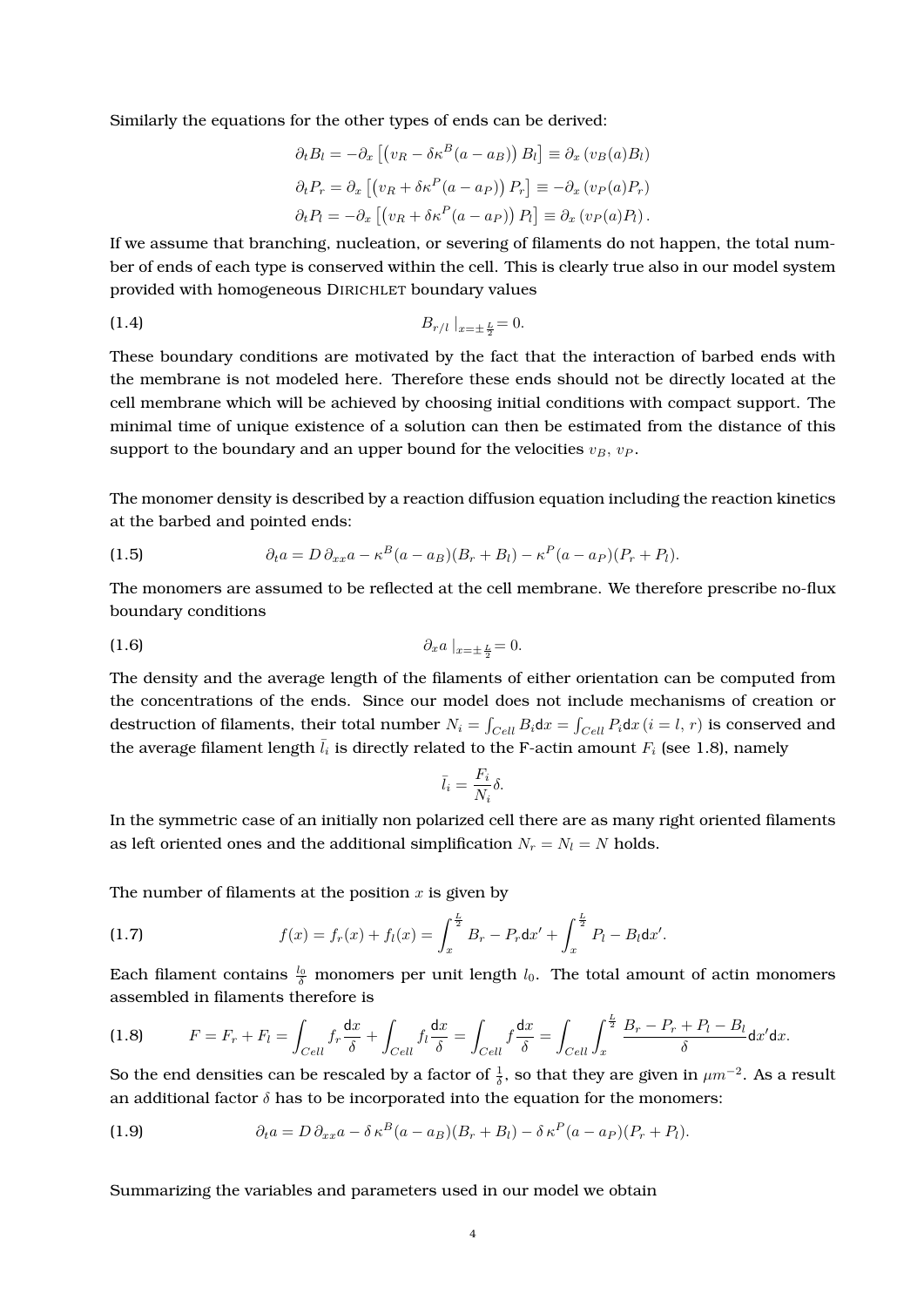Similarly the equations for the other types of ends can be derived:

$$\partial_t B_l = -\partial_x \left[ \left( v_R - \delta \kappa^B (a - a_B) \right) B_l \right] \equiv \partial_x \left( v_B(a) B_l \right)$$

$$\partial_t P_r = \partial_x \left[ \left( v_R + \delta \kappa^P (a - a_P) \right) P_r \right] \equiv -\partial_x \left( v_P(a) P_r \right)$$

$$\partial_t P_l = -\partial_x \left[ \left( v_R + \delta \kappa^P (a - a_P) \right) P_l \right] \equiv \partial_x \left( v_P(a) P_l \right).$$

If we assume that branching, nucleation, or severing of filaments do not happen, the total number of ends of each type is conserved within the cell. This is clearly true also in our model system provided with homogeneous DIRICHLET boundary values

$$B_{r/l} \mid_{x=\pm\frac{L}{2}} = 0. \tag{1.4}$$

These boundary conditions are motivated by the fact that the interaction of barbed ends with the membrane is not modeled here. Therefore these ends should not be directly located at the cell membrane which will be achieved by choosing initial conditions with compact support. The minimal time of unique existence of a solution can then be estimated from the distance of this support to the boundary and an upper bound for the velocities $v_B$, $v_P$.

The monomer density is described by a reaction diffusion equation including the reaction kinetics at the barbed and pointed ends:

$$\partial_t a = D\, \partial_{xx} a - \kappa^B (a - a_B)(B_r + B_l) - \kappa^P (a - a_P)(P_r + P_l). \tag{1.5}$$

The monomers are assumed to be reflected at the cell membrane. We therefore prescribe no-flux boundary conditions

$$\partial_x a \mid_{x=\pm\frac{L}{2}} = 0. \tag{1.6}$$

The density and the average length of the filaments of either orientation can be computed from the concentrations of the ends. Since our model does not include mechanisms of creation or destruction of filaments, their total number $N_i = \int_{Cell} B_i \mathrm{d}x = \int_{Cell} P_i \mathrm{d}x$ $(i = l, r)$ is conserved and the average filament length $\bar{l}_i$ is directly related to the F-actin amount $F_i$ (see 1.8), namely

$$\bar{l}_i = \frac{F_i}{N_i} \delta.$$

In the symmetric case of an initially non polarized cell there are as many right oriented filaments as left oriented ones and the additional simplification $N_r = N_l = N$ holds.

The number of filaments at the position $x$ is given by

$$f(x) = f_r(x) + f_l(x) = \int_x^{\frac{L}{2}} B_r - P_r \mathrm{d}x' + \int_x^{\frac{L}{2}} P_l - B_l \mathrm{d}x'. \tag{1.7}$$

Each filament contains $\frac{l_0}{\delta}$ monomers per unit length $l_0$. The total amount of actin monomers assembled in filaments therefore is

$$F = F_r + F_l = \int_{Cell} f_r \frac{\mathrm{d}x}{\delta} + \int_{Cell} f_l \frac{\mathrm{d}x}{\delta} = \int_{Cell} f \frac{\mathrm{d}x}{\delta} = \int_{Cell} \int_x^{\frac{L}{2}} \frac{B_r - P_r + P_l - B_l}{\delta} \mathrm{d}x' \mathrm{d}x. \tag{1.8}$$

So the end densities can be rescaled by a factor of $\frac{1}{\delta}$, so that they are given in $\mu m^{-2}$. As a result an additional factor $\delta$ has to be incorporated into the equation for the monomers:

$$\partial_t a = D\, \partial_{xx} a - \delta\, \kappa^B (a - a_B)(B_r + B_l) - \delta\, \kappa^P (a - a_P)(P_r + P_l). \tag{1.9}$$

Summarizing the variables and parameters used in our model we obtain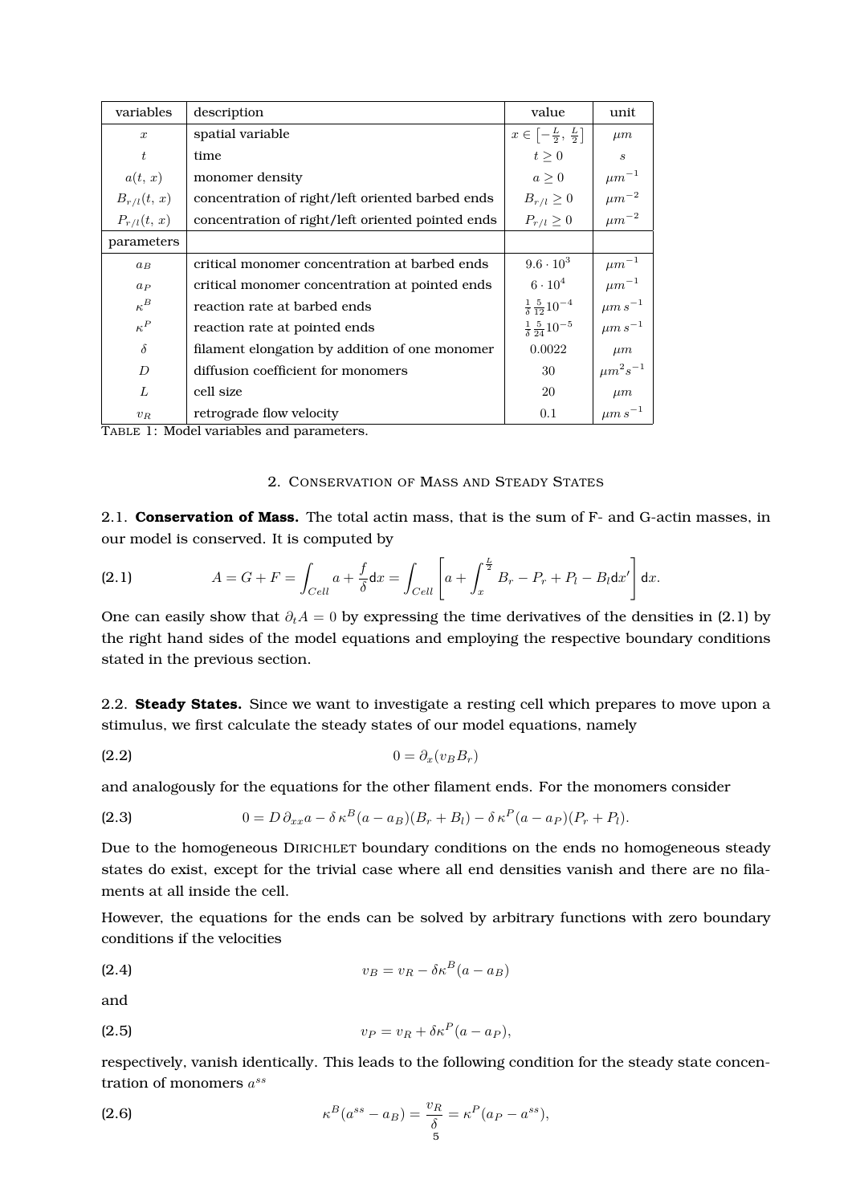| variables | description | value | unit |
|---|---|---|---|
| $x$ | spatial variable | $x \in \left[-\frac{L}{2},\, \frac{L}{2}\right]$ | $\mu m$ |
| $t$ | time | $t \geq 0$ | $s$ |
| $a(t,\, x)$ | monomer density | $a \geq 0$ | $\mu m^{-1}$ |
| $B_{r/l}(t,\, x)$ | concentration of right/left oriented barbed ends | $B_{r/l} \geq 0$ | $\mu m^{-2}$ |
| $P_{r/l}(t,\, x)$ | concentration of right/left oriented pointed ends | $P_{r/l} \geq 0$ | $\mu m^{-2}$ |
| parameters | | | |
| $a_B$ | critical monomer concentration at barbed ends | $9.6 \cdot 10^3$ | $\mu m^{-1}$ |
| $a_P$ | critical monomer concentration at pointed ends | $6 \cdot 10^4$ | $\mu m^{-1}$ |
| $\kappa^B$ | reaction rate at barbed ends | $\frac{1}{\delta}\frac{5}{12}10^{-4}$ | $\mu m\, s^{-1}$ |
| $\kappa^P$ | reaction rate at pointed ends | $\frac{1}{\delta}\frac{5}{24}10^{-5}$ | $\mu m\, s^{-1}$ |
| $\delta$ | filament elongation by addition of one monomer | $0.0022$ | $\mu m$ |
| $D$ | diffusion coefficient for monomers | $30$ | $\mu m^2 s^{-1}$ |
| $L$ | cell size | $20$ | $\mu m$ |
| $v_R$ | retrograde flow velocity | $0.1$ | $\mu m\, s^{-1}$ |

TABLE 1: Model variables and parameters.

## 2. Conservation of Mass and Steady States

**2.1. Conservation of Mass.** The total actin mass, that is the sum of F- and G-actin masses, in our model is conserved. It is computed by

$$A = G + F = \int_{Cell} a + \frac{f}{\delta} \mathrm{d}x = \int_{Cell} \left[ a + \int_x^{\frac{L}{2}} B_r - P_r + P_l - B_l \mathrm{d}x' \right] \mathrm{d}x. \tag{2.1}$$

One can easily show that $\partial_t A = 0$ by expressing the time derivatives of the densities in (2.1) by the right hand sides of the model equations and employing the respective boundary conditions stated in the previous section.

**2.2. Steady States.** Since we want to investigate a resting cell which prepares to move upon a stimulus, we first calculate the steady states of our model equations, namely

$$0 = \partial_x (v_B B_r) \tag{2.2}$$

and analogously for the equations for the other filament ends. For the monomers consider

$$0 = D\, \partial_{xx} a - \delta\, \kappa^B (a - a_B)(B_r + B_l) - \delta\, \kappa^P (a - a_P)(P_r + P_l). \tag{2.3}$$

Due to the homogeneous Dirichlet boundary conditions on the ends no homogeneous steady states do exist, except for the trivial case where all end densities vanish and there are no filaments at all inside the cell.

However, the equations for the ends can be solved by arbitrary functions with zero boundary conditions if the velocities

$$v_B = v_R - \delta \kappa^B (a - a_B) \tag{2.4}$$

and

$$v_P = v_R + \delta \kappa^P (a - a_P), \tag{2.5}$$

respectively, vanish identically. This leads to the following condition for the steady state concentration of monomers $a^{ss}$

$$\kappa^B (a^{ss} - a_B) = \frac{v_R}{\delta} = \kappa^P (a_P - a^{ss}), \tag{2.6}$$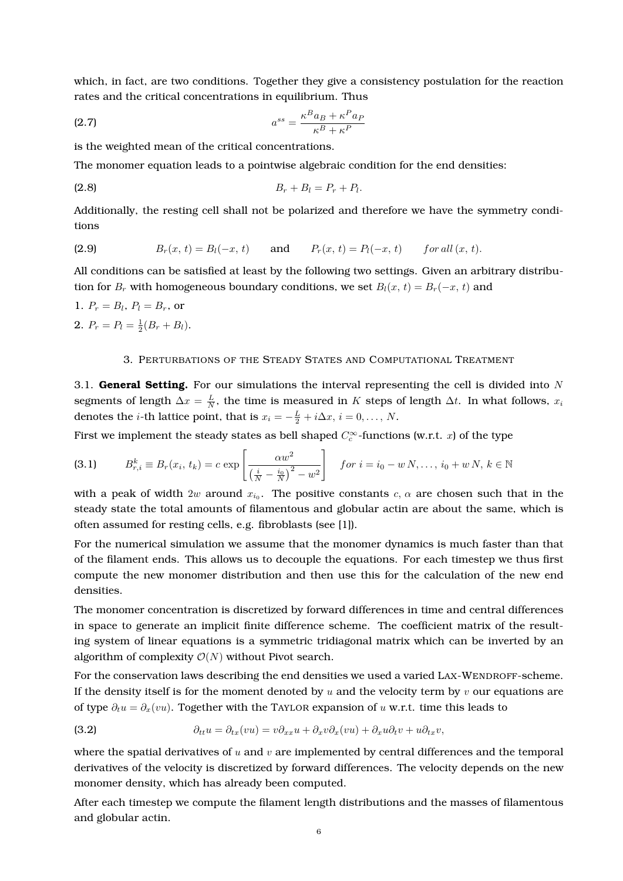which, in fact, are two conditions. Together they give a consistency postulation for the reaction rates and the critical concentrations in equilibrium. Thus

$$a^{ss} = \frac{\kappa^B a_B + \kappa^P a_P}{\kappa^B + \kappa^P} \tag{2.7}$$

is the weighted mean of the critical concentrations.

The monomer equation leads to a pointwise algebraic condition for the end densities:

$$B_r + B_l = P_r + P_l. \tag{2.8}$$

Additionally, the resting cell shall not be polarized and therefore we have the symmetry conditions

$$B_r(x,\, t) = B_l(-x,\, t) \qquad \text{and} \qquad P_r(x,\, t) = P_l(-x,\, t) \qquad \textit{for all } (x,\, t). \tag{2.9}$$

All conditions can be satisfied at least by the following two settings. Given an arbitrary distribution for $B_r$ with homogeneous boundary conditions, we set $B_l(x,\, t) = B_r(-x,\, t)$ and

1. $P_r = B_l$, $P_l = B_r$, or
2. $P_r = P_l = \frac{1}{2}(B_r + B_l)$.

## 3. Perturbations of the Steady States and Computational Treatment

3.1. **General Setting.** For our simulations the interval representing the cell is divided into $N$ segments of length $\Delta x = \frac{L}{N}$, the time is measured in $K$ steps of length $\Delta t$. In what follows, $x_i$ denotes the $i$-th lattice point, that is $x_i = -\frac{L}{2} + i\Delta x$, $i = 0, \ldots, N$.

First we implement the steady states as bell shaped $C_c^\infty$-functions (w.r.t. $x$) of the type

$$B_{r,i}^k \equiv B_r(x_i,\, t_k) = c\, \exp\left[\frac{\alpha w^2}{\left(\frac{i}{N} - \frac{i_0}{N}\right)^2 - w^2}\right] \quad \textit{for } i = i_0 - w\,N, \ldots, i_0 + w\,N,\ k \in \mathbb{N} \tag{3.1}$$

with a peak of width $2w$ around $x_{i_0}$. The positive constants $c$, $\alpha$ are chosen such that in the steady state the total amounts of filamentous and globular actin are about the same, which is often assumed for resting cells, e.g. fibroblasts (see [1]).

For the numerical simulation we assume that the monomer dynamics is much faster than that of the filament ends. This allows us to decouple the equations. For each timestep we thus first compute the new monomer distribution and then use this for the calculation of the new end densities.

The monomer concentration is discretized by forward differences in time and central differences in space to generate an implicit finite difference scheme. The coefficient matrix of the resulting system of linear equations is a symmetric tridiagonal matrix which can be inverted by an algorithm of complexity $\mathcal{O}(N)$ without Pivot search.

For the conservation laws describing the end densities we used a varied Lax-Wendroff-scheme. If the density itself is for the moment denoted by $u$ and the velocity term by $v$ our equations are of type $\partial_t u = \partial_x(vu)$. Together with the Taylor expansion of $u$ w.r.t. time this leads to

$$\partial_{tt} u = \partial_{tx}(vu) = v\partial_{xx} u + \partial_x v \partial_x(vu) + \partial_x u \partial_t v + u\partial_{tx} v, \tag{3.2}$$

where the spatial derivatives of $u$ and $v$ are implemented by central differences and the temporal derivatives of the velocity is discretized by forward differences. The velocity depends on the new monomer density, which has already been computed.

After each timestep we compute the filament length distributions and the masses of filamentous and globular actin.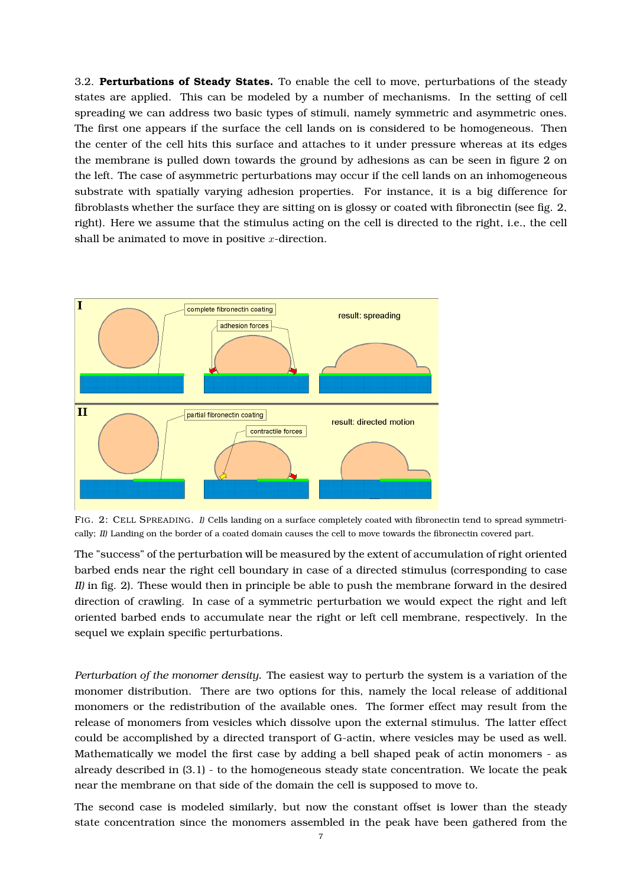3.2. **Perturbations of Steady States.** To enable the cell to move, perturbations of the steady states are applied. This can be modeled by a number of mechanisms. In the setting of cell spreading we can address two basic types of stimuli, namely symmetric and asymmetric ones. The first one appears if the surface the cell lands on is considered to be homogeneous. Then the center of the cell hits this surface and attaches to it under pressure whereas at its edges the membrane is pulled down towards the ground by adhesions as can be seen in figure 2 on the left. The case of asymmetric perturbations may occur if the cell lands on an inhomogeneous substrate with spatially varying adhesion properties. For instance, it is a big difference for fibroblasts whether the surface they are sitting on is glossy or coated with fibronectin (see fig. 2, right). Here we assume that the stimulus acting on the cell is directed to the right, i.e., the cell shall be animated to move in positive $x$-direction.

FIG. 2: CELL SPREADING. *I)* Cells landing on a surface completely coated with fibronectin tend to spread symmetrically; *II)* Landing on the border of a coated domain causes the cell to move towards the fibronectin covered part.

The "success" of the perturbation will be measured by the extent of accumulation of right oriented barbed ends near the right cell boundary in case of a directed stimulus (corresponding to case *II)* in fig. 2). These would then in principle be able to push the membrane forward in the desired direction of crawling. In case of a symmetric perturbation we would expect the right and left oriented barbed ends to accumulate near the right or left cell membrane, respectively. In the sequel we explain specific perturbations.

*Perturbation of the monomer density.* The easiest way to perturb the system is a variation of the monomer distribution. There are two options for this, namely the local release of additional monomers or the redistribution of the available ones. The former effect may result from the release of monomers from vesicles which dissolve upon the external stimulus. The latter effect could be accomplished by a directed transport of G-actin, where vesicles may be used as well. Mathematically we model the first case by adding a bell shaped peak of actin monomers - as already described in (3.1) - to the homogeneous steady state concentration. We locate the peak near the membrane on that side of the domain the cell is supposed to move to.

The second case is modeled similarly, but now the constant offset is lower than the steady state concentration since the monomers assembled in the peak have been gathered from the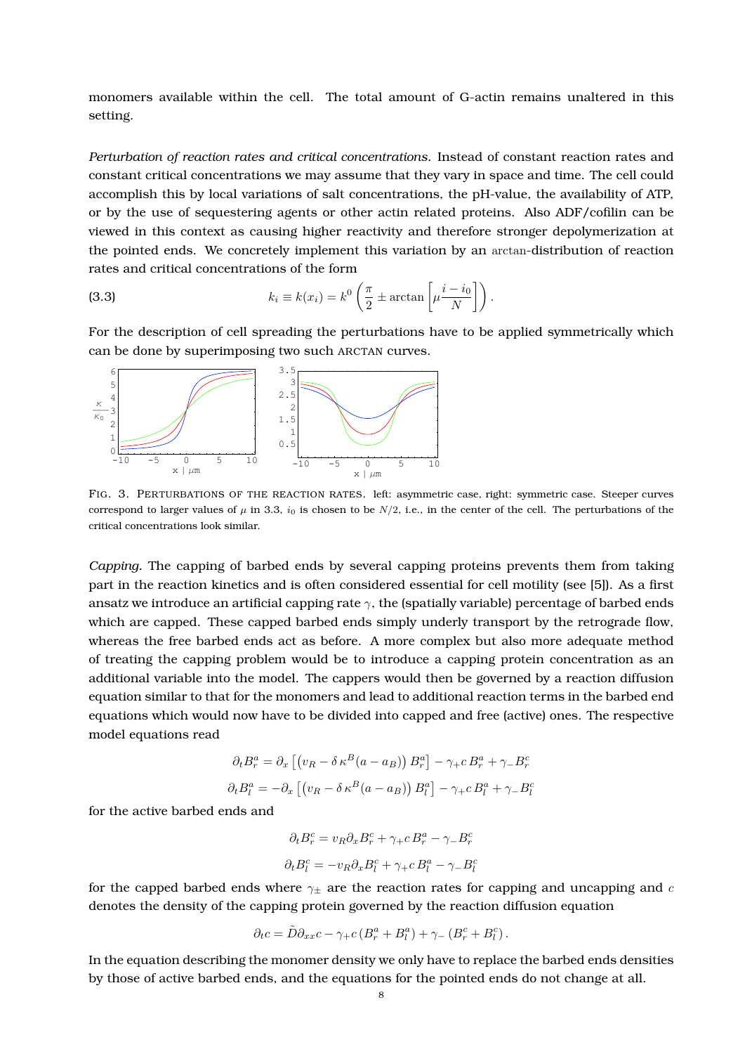monomers available within the cell. The total amount of G-actin remains unaltered in this setting.

*Perturbation of reaction rates and critical concentrations.* Instead of constant reaction rates and constant critical concentrations we may assume that they vary in space and time. The cell could accomplish this by local variations of salt concentrations, the pH-value, the availability of ATP, or by the use of sequestering agents or other actin related proteins. Also ADF/cofilin can be viewed in this context as causing higher reactivity and therefore stronger depolymerization at the pointed ends. We concretely implement this variation by an arctan-distribution of reaction rates and critical concentrations of the form

$$k_i \equiv k(x_i) = k^0 \left( \frac{\pi}{2} \pm \arctan\left[ \mu \frac{i - i_0}{N} \right] \right). \tag{3.3}$$

For the description of cell spreading the perturbations have to be applied symmetrically which can be done by superimposing two such ARCTAN curves.

FIG. 3. PERTURBATIONS OF THE REACTION RATES. left: asymmetric case, right: symmetric case. Steeper curves correspond to larger values of $\mu$ in 3.3, $i_0$ is chosen to be $N/2$, i.e., in the center of the cell. The perturbations of the critical concentrations look similar.

*Capping.* The capping of barbed ends by several capping proteins prevents them from taking part in the reaction kinetics and is often considered essential for cell motility (see [5]). As a first ansatz we introduce an artificial capping rate $\gamma$, the (spatially variable) percentage of barbed ends which are capped. These capped barbed ends simply underly transport by the retrograde flow, whereas the free barbed ends act as before. A more complex but also more adequate method of treating the capping problem would be to introduce a capping protein concentration as an additional variable into the model. The cappers would then be governed by a reaction diffusion equation similar to that for the monomers and lead to additional reaction terms in the barbed end equations which would now have to be divided into capped and free (active) ones. The respective model equations read

$$\partial_t B_r^a = \partial_x \left[ \left( v_R - \delta\, \kappa^B (a - a_B) \right) B_r^a \right] - \gamma_+ c\, B_r^a + \gamma_- B_r^c$$

$$\partial_t B_l^a = -\partial_x \left[ \left( v_R - \delta\, \kappa^B (a - a_B) \right) B_l^a \right] - \gamma_+ c\, B_l^a + \gamma_- B_l^c$$

for the active barbed ends and

$$\partial_t B_r^c = v_R \partial_x B_r^c + \gamma_+ c\, B_r^a - \gamma_- B_r^c$$

$$\partial_t B_l^c = -v_R \partial_x B_l^c + \gamma_+ c\, B_l^a - \gamma_- B_l^c$$

for the capped barbed ends where $\gamma_\pm$ are the reaction rates for capping and uncapping and $c$ denotes the density of the capping protein governed by the reaction diffusion equation

$$\partial_t c = \tilde{D} \partial_{xx} c - \gamma_+ c \left( B_r^a + B_l^a \right) + \gamma_- \left( B_r^c + B_l^c \right).$$

In the equation describing the monomer density we only have to replace the barbed ends densities by those of active barbed ends, and the equations for the pointed ends do not change at all.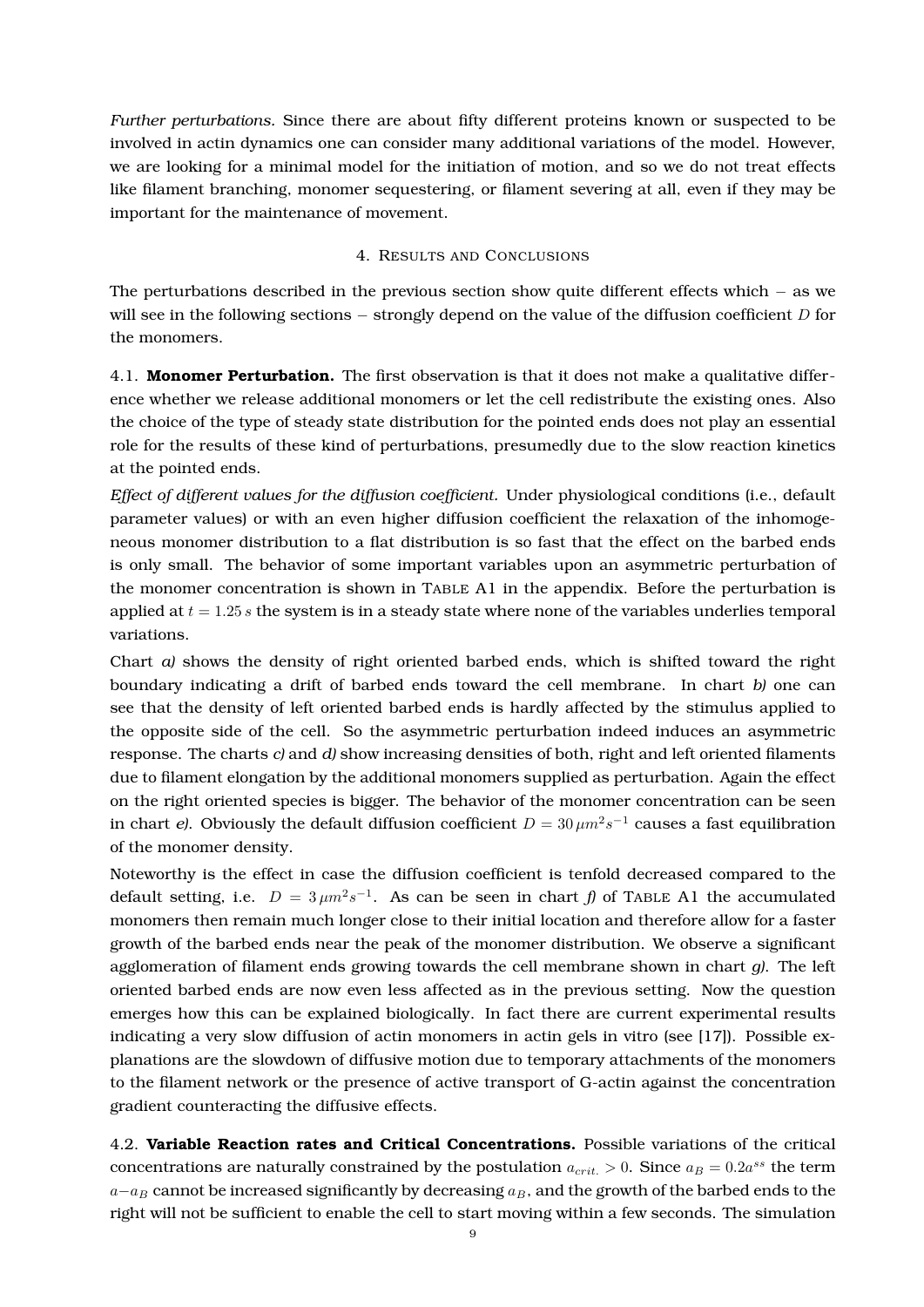*Further perturbations.* Since there are about fifty different proteins known or suspected to be involved in actin dynamics one can consider many additional variations of the model. However, we are looking for a minimal model for the initiation of motion, and so we do not treat effects like filament branching, monomer sequestering, or filament severing at all, even if they may be important for the maintenance of movement.

## 4. Results and Conclusions

The perturbations described in the previous section show quite different effects which − as we will see in the following sections − strongly depend on the value of the diffusion coefficient $D$ for the monomers.

### 4.1. **Monomer Perturbation.**

The first observation is that it does not make a qualitative difference whether we release additional monomers or let the cell redistribute the existing ones. Also the choice of the type of steady state distribution for the pointed ends does not play an essential role for the results of these kind of perturbations, presumedly due to the slow reaction kinetics at the pointed ends.

*Effect of different values for the diffusion coefficient.* Under physiological conditions (i.e., default parameter values) or with an even higher diffusion coefficient the relaxation of the inhomogeneous monomer distribution to a flat distribution is so fast that the effect on the barbed ends is only small. The behavior of some important variables upon an asymmetric perturbation of the monomer concentration is shown in Table A1 in the appendix. Before the perturbation is applied at $t = 1.25\,s$ the system is in a steady state where none of the variables underlies temporal variations.

Chart *a)* shows the density of right oriented barbed ends, which is shifted toward the right boundary indicating a drift of barbed ends toward the cell membrane. In chart *b)* one can see that the density of left oriented barbed ends is hardly affected by the stimulus applied to the opposite side of the cell. So the asymmetric perturbation indeed induces an asymmetric response. The charts *c)* and *d)* show increasing densities of both, right and left oriented filaments due to filament elongation by the additional monomers supplied as perturbation. Again the effect on the right oriented species is bigger. The behavior of the monomer concentration can be seen in chart *e)*. Obviously the default diffusion coefficient $D = 30\,\mu m^2 s^{-1}$ causes a fast equilibration of the monomer density.

Noteworthy is the effect in case the diffusion coefficient is tenfold decreased compared to the default setting, i.e. $D = 3\,\mu m^2 s^{-1}$. As can be seen in chart *f)* of Table A1 the accumulated monomers then remain much longer close to their initial location and therefore allow for a faster growth of the barbed ends near the peak of the monomer distribution. We observe a significant agglomeration of filament ends growing towards the cell membrane shown in chart *g)*. The left oriented barbed ends are now even less affected as in the previous setting. Now the question emerges how this can be explained biologically. In fact there are current experimental results indicating a very slow diffusion of actin monomers in actin gels in vitro (see [17]). Possible explanations are the slowdown of diffusive motion due to temporary attachments of the monomers to the filament network or the presence of active transport of G-actin against the concentration gradient counteracting the diffusive effects.

### 4.2. **Variable Reaction rates and Critical Concentrations.**

Possible variations of the critical concentrations are naturally constrained by the postulation $a_{crit.} > 0$. Since $a_B = 0.2a^{ss}$ the term $a - a_B$ cannot be increased significantly by decreasing $a_B$, and the growth of the barbed ends to the right will not be sufficient to enable the cell to start moving within a few seconds. The simulation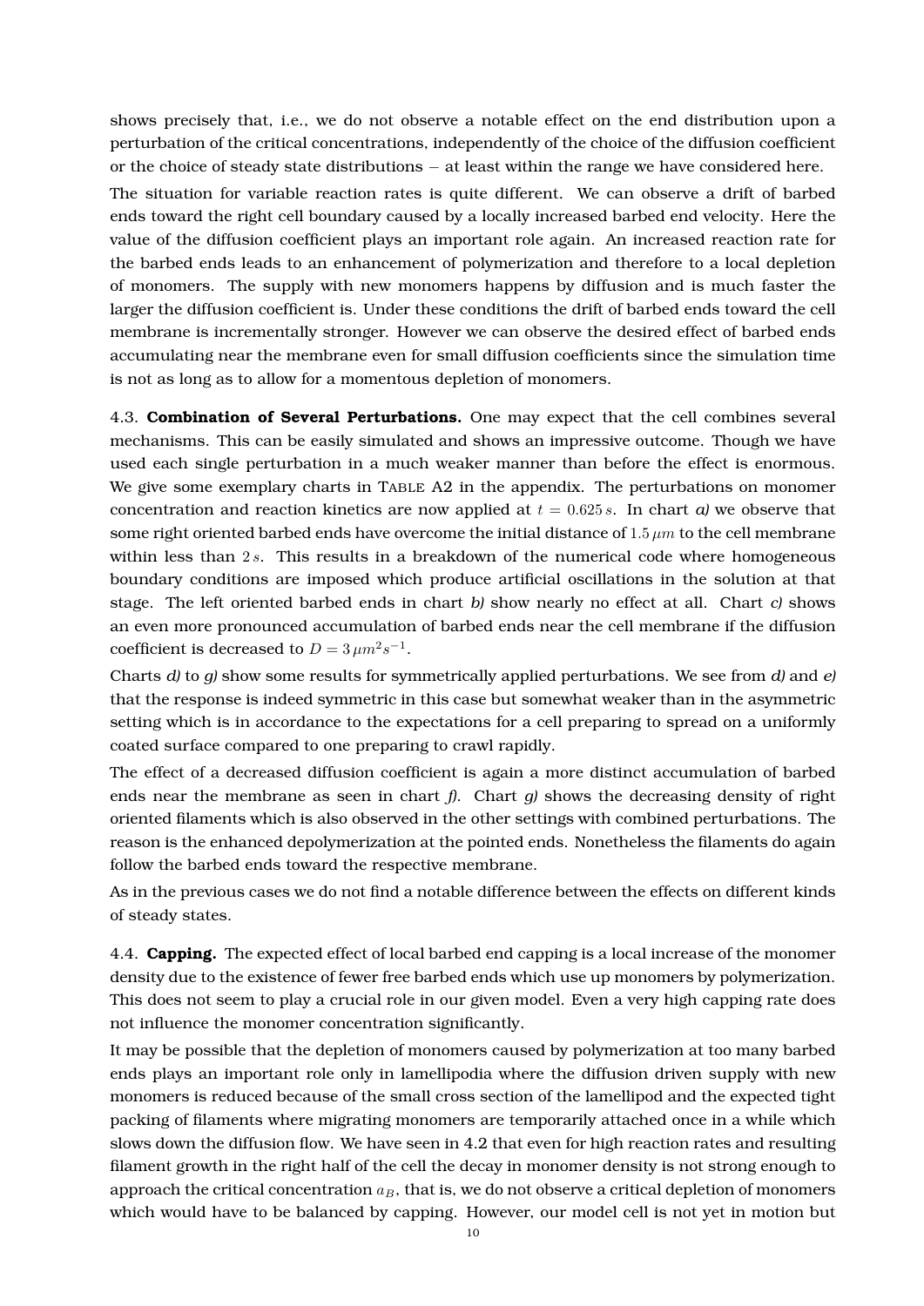shows precisely that, i.e., we do not observe a notable effect on the end distribution upon a perturbation of the critical concentrations, independently of the choice of the diffusion coefficient or the choice of steady state distributions – at least within the range we have considered here.

The situation for variable reaction rates is quite different. We can observe a drift of barbed ends toward the right cell boundary caused by a locally increased barbed end velocity. Here the value of the diffusion coefficient plays an important role again. An increased reaction rate for the barbed ends leads to an enhancement of polymerization and therefore to a local depletion of monomers. The supply with new monomers happens by diffusion and is much faster the larger the diffusion coefficient is. Under these conditions the drift of barbed ends toward the cell membrane is incrementally stronger. However we can observe the desired effect of barbed ends accumulating near the membrane even for small diffusion coefficients since the simulation time is not as long as to allow for a momentous depletion of monomers.

4.3. **Combination of Several Perturbations.** One may expect that the cell combines several mechanisms. This can be easily simulated and shows an impressive outcome. Though we have used each single perturbation in a much weaker manner than before the effect is enormous. We give some exemplary charts in TABLE A2 in the appendix. The perturbations on monomer concentration and reaction kinetics are now applied at $t = 0.625\,s$. In chart *a)* we observe that some right oriented barbed ends have overcome the initial distance of $1.5\,\mu m$ to the cell membrane within less than $2\,s$. This results in a breakdown of the numerical code where homogeneous boundary conditions are imposed which produce artificial oscillations in the solution at that stage. The left oriented barbed ends in chart *b)* show nearly no effect at all. Chart *c)* shows an even more pronounced accumulation of barbed ends near the cell membrane if the diffusion coefficient is decreased to $D = 3\,\mu m^2 s^{-1}$.

Charts *d)* to *g)* show some results for symmetrically applied perturbations. We see from *d)* and *e)* that the response is indeed symmetric in this case but somewhat weaker than in the asymmetric setting which is in accordance to the expectations for a cell preparing to spread on a uniformly coated surface compared to one preparing to crawl rapidly.

The effect of a decreased diffusion coefficient is again a more distinct accumulation of barbed ends near the membrane as seen in chart *f)*. Chart *g)* shows the decreasing density of right oriented filaments which is also observed in the other settings with combined perturbations. The reason is the enhanced depolymerization at the pointed ends. Nonetheless the filaments do again follow the barbed ends toward the respective membrane.

As in the previous cases we do not find a notable difference between the effects on different kinds of steady states.

4.4. **Capping.** The expected effect of local barbed end capping is a local increase of the monomer density due to the existence of fewer free barbed ends which use up monomers by polymerization. This does not seem to play a crucial role in our given model. Even a very high capping rate does not influence the monomer concentration significantly.

It may be possible that the depletion of monomers caused by polymerization at too many barbed ends plays an important role only in lamellipodia where the diffusion driven supply with new monomers is reduced because of the small cross section of the lamellipod and the expected tight packing of filaments where migrating monomers are temporarily attached once in a while which slows down the diffusion flow. We have seen in 4.2 that even for high reaction rates and resulting filament growth in the right half of the cell the decay in monomer density is not strong enough to approach the critical concentration $a_B$, that is, we do not observe a critical depletion of monomers which would have to be balanced by capping. However, our model cell is not yet in motion but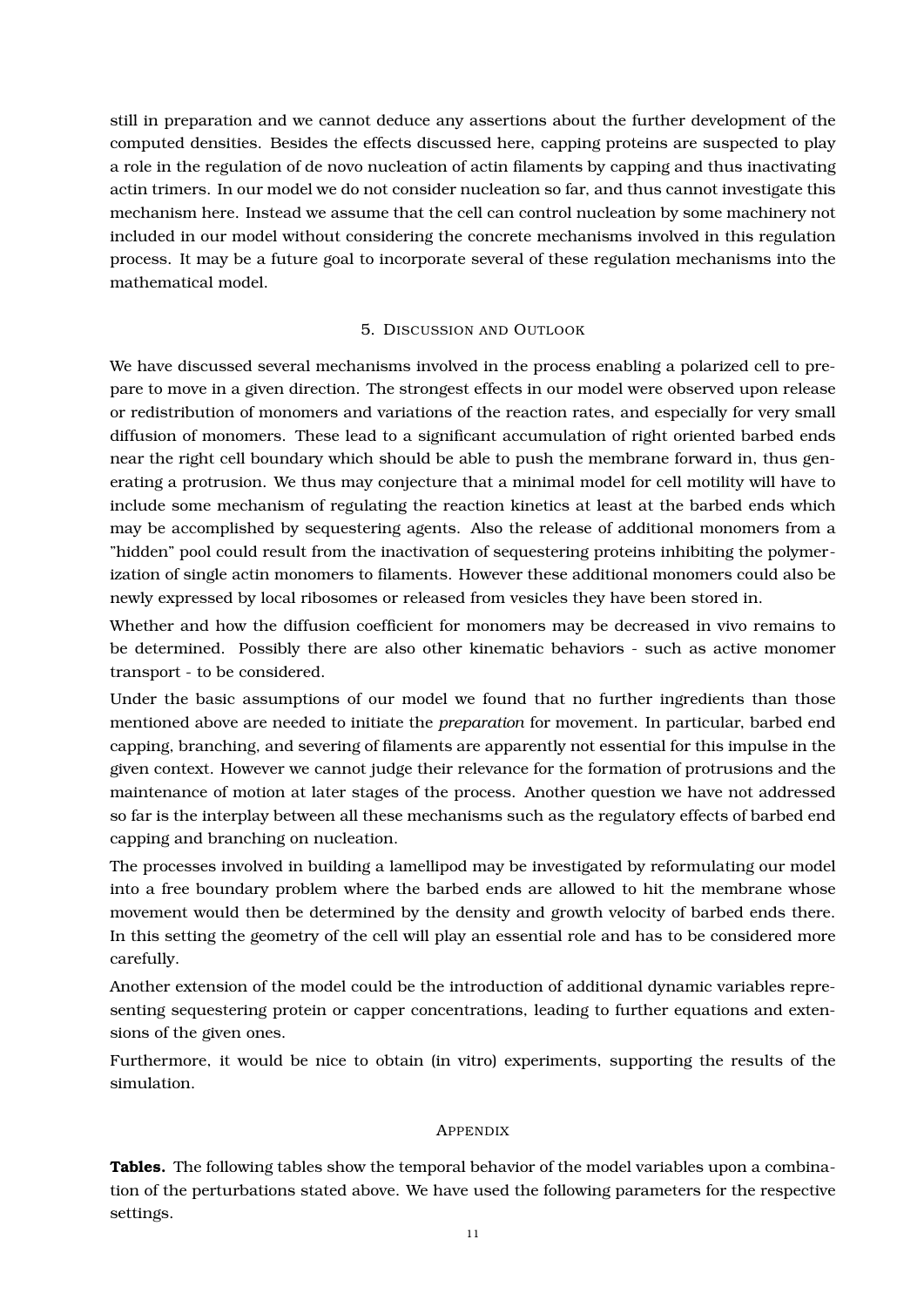still in preparation and we cannot deduce any assertions about the further development of the computed densities. Besides the effects discussed here, capping proteins are suspected to play a role in the regulation of de novo nucleation of actin filaments by capping and thus inactivating actin trimers. In our model we do not consider nucleation so far, and thus cannot investigate this mechanism here. Instead we assume that the cell can control nucleation by some machinery not included in our model without considering the concrete mechanisms involved in this regulation process. It may be a future goal to incorporate several of these regulation mechanisms into the mathematical model.

## 5. Discussion and Outlook

We have discussed several mechanisms involved in the process enabling a polarized cell to prepare to move in a given direction. The strongest effects in our model were observed upon release or redistribution of monomers and variations of the reaction rates, and especially for very small diffusion of monomers. These lead to a significant accumulation of right oriented barbed ends near the right cell boundary which should be able to push the membrane forward in, thus generating a protrusion. We thus may conjecture that a minimal model for cell motility will have to include some mechanism of regulating the reaction kinetics at least at the barbed ends which may be accomplished by sequestering agents. Also the release of additional monomers from a "hidden" pool could result from the inactivation of sequestering proteins inhibiting the polymerization of single actin monomers to filaments. However these additional monomers could also be newly expressed by local ribosomes or released from vesicles they have been stored in.

Whether and how the diffusion coefficient for monomers may be decreased in vivo remains to be determined. Possibly there are also other kinematic behaviors - such as active monomer transport - to be considered.

Under the basic assumptions of our model we found that no further ingredients than those mentioned above are needed to initiate the *preparation* for movement. In particular, barbed end capping, branching, and severing of filaments are apparently not essential for this impulse in the given context. However we cannot judge their relevance for the formation of protrusions and the maintenance of motion at later stages of the process. Another question we have not addressed so far is the interplay between all these mechanisms such as the regulatory effects of barbed end capping and branching on nucleation.

The processes involved in building a lamellipod may be investigated by reformulating our model into a free boundary problem where the barbed ends are allowed to hit the membrane whose movement would then be determined by the density and growth velocity of barbed ends there. In this setting the geometry of the cell will play an essential role and has to be considered more carefully.

Another extension of the model could be the introduction of additional dynamic variables representing sequestering protein or capper concentrations, leading to further equations and extensions of the given ones.

Furthermore, it would be nice to obtain (in vitro) experiments, supporting the results of the simulation.

## Appendix

**Tables.** The following tables show the temporal behavior of the model variables upon a combination of the perturbations stated above. We have used the following parameters for the respective settings.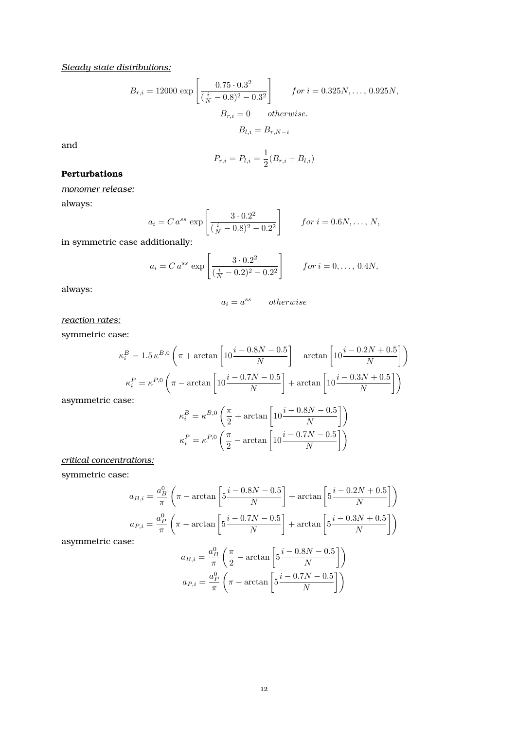*Steady state distributions:*

$$B_{r,i} = 12000 \, \exp\left[\frac{0.75 \cdot 0.3^2}{(\frac{i}{N} - 0.8)^2 - 0.3^2}\right] \qquad for \; i = 0.325N, \ldots, \, 0.925N,$$

$$B_{r,i} = 0 \qquad otherwise.$$

$$B_{l,i} = B_{r,N-i}$$

and

$$P_{r,i} = P_{l,i} = \frac{1}{2}(B_{r,i} + B_{l,i})$$

**Perturbations**

*monomer release:*

always:

$$a_i = C \, a^{ss} \, \exp\left[\frac{3 \cdot 0.2^2}{(\frac{i}{N} - 0.8)^2 - 0.2^2}\right] \qquad for \; i = 0.6N, \ldots, \, N,$$

in symmetric case additionally:

$$a_i = C \, a^{ss} \, \exp\left[\frac{3 \cdot 0.2^2}{(\frac{i}{N} - 0.2)^2 - 0.2^2}\right] \qquad for \; i = 0, \ldots, \, 0.4N,$$

always:

$$a_i = a^{ss} \qquad otherwise$$

*reaction rates:*

symmetric case:

$$\kappa_i^B = 1.5 \, \kappa^{B,0} \left(\pi + \arctan\left[10\frac{i - 0.8N - 0.5}{N}\right] - \arctan\left[10\frac{i - 0.2N + 0.5}{N}\right]\right)$$

$$\kappa_i^P = \kappa^{P,0} \left(\pi - \arctan\left[10\frac{i - 0.7N - 0.5}{N}\right] + \arctan\left[10\frac{i - 0.3N + 0.5}{N}\right]\right)$$

asymmetric case:

$$\kappa_i^B = \kappa^{B,0} \left(\frac{\pi}{2} + \arctan\left[10\frac{i - 0.8N - 0.5}{N}\right]\right)$$

$$\kappa_i^P = \kappa^{P,0} \left(\frac{\pi}{2} - \arctan\left[10\frac{i - 0.7N - 0.5}{N}\right]\right)$$

*critical concentrations:*

symmetric case:

$$a_{B,i} = \frac{a_B^0}{\pi} \left(\pi - \arctan\left[5\frac{i - 0.8N - 0.5}{N}\right] + \arctan\left[5\frac{i - 0.2N + 0.5}{N}\right]\right)$$

$$a_{P,i} = \frac{a_P^0}{\pi} \left(\pi - \arctan\left[5\frac{i - 0.7N - 0.5}{N}\right] + \arctan\left[5\frac{i - 0.3N + 0.5}{N}\right]\right)$$

asymmetric case:

$$a_{B,i} = \frac{a_B^0}{\pi} \left(\frac{\pi}{2} - \arctan\left[5\frac{i - 0.8N - 0.5}{N}\right]\right)$$

$$a_{P,i} = \frac{a_P^0}{\pi} \left(\pi - \arctan\left[5\frac{i - 0.7N - 0.5}{N}\right]\right)$$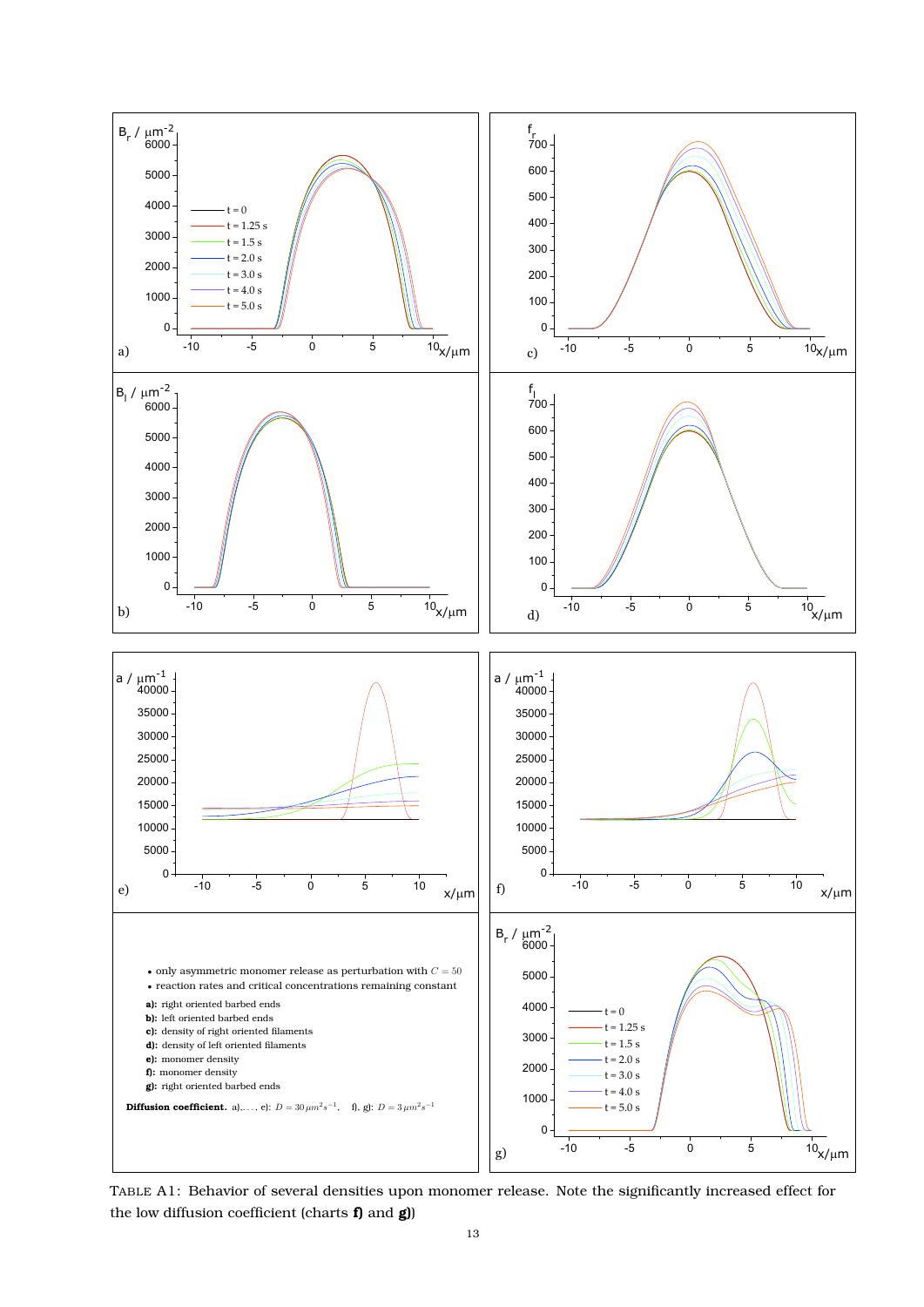- only asymmetric monomer release as perturbation with $C = 50$
- reaction rates and critical concentrations remaining constant

**a):** right oriented barbed ends
**b):** left oriented barbed ends
**c):** density of right oriented filaments
**d):** density of left oriented filaments
**e):** monomer density
**f):** monomer density
**g):** right oriented barbed ends

**Diffusion coefficient.** a),…, e): $D = 30\,\mu m^2 s^{-1}$, f), g): $D = 3\,\mu m^2 s^{-1}$

TABLE A1: Behavior of several densities upon monomer release. Note the significantly increased effect for the low diffusion coefficient (charts **f)** and **g)**)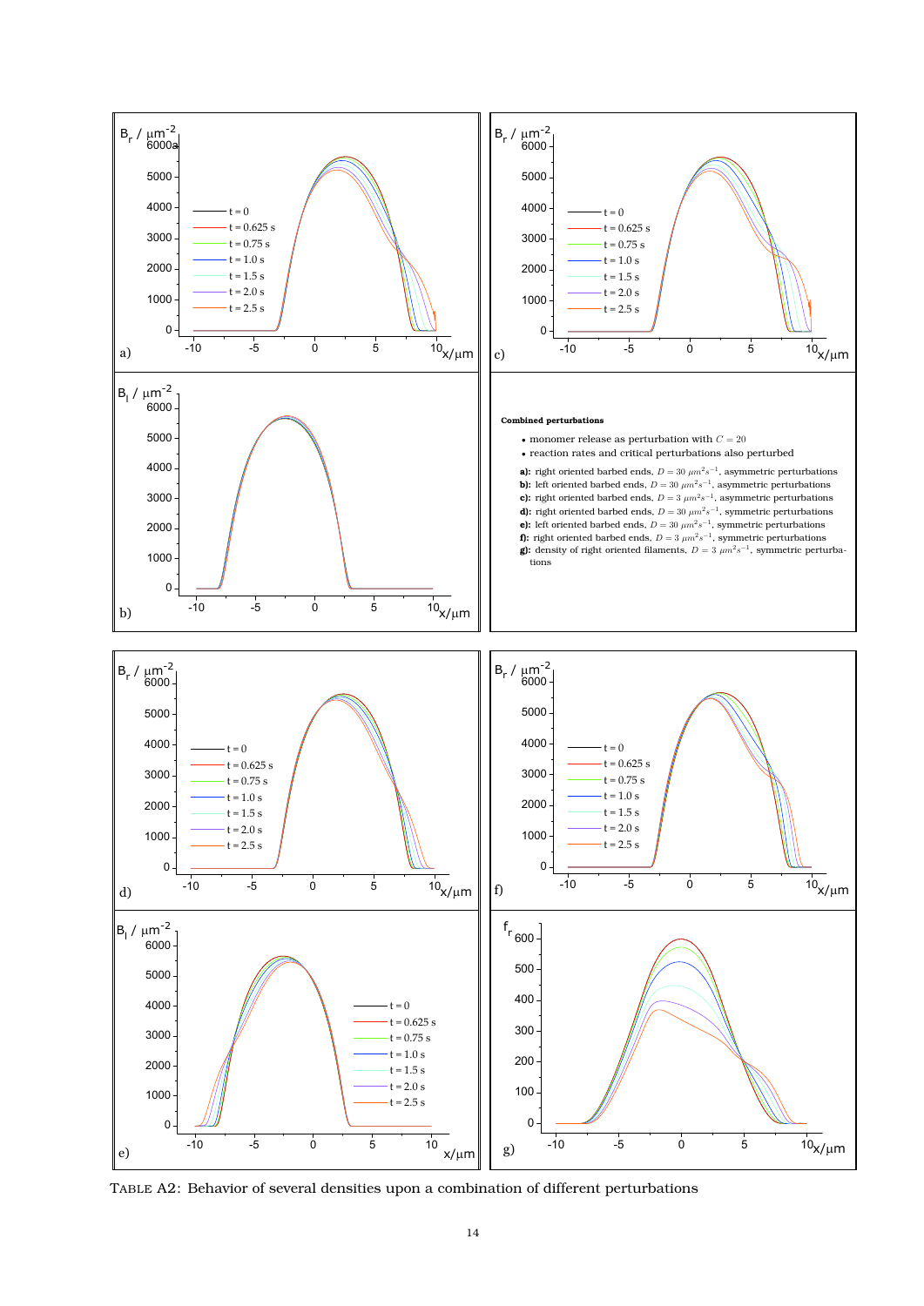**Combined perturbations**

- monomer release as perturbation with $C = 20$
- reaction rates and critical perturbations also perturbed

**a):** right oriented barbed ends, $D = 30\ \mu m^2 s^{-1}$, asymmetric perturbations
**b):** left oriented barbed ends, $D = 30\ \mu m^2 s^{-1}$, asymmetric perturbations
**c):** right oriented barbed ends, $D = 3\ \mu m^2 s^{-1}$, asymmetric perturbations
**d):** right oriented barbed ends, $D = 30\ \mu m^2 s^{-1}$, symmetric perturbations
**e):** left oriented barbed ends, $D = 30\ \mu m^2 s^{-1}$, symmetric perturbations
**f):** right oriented barbed ends, $D = 3\ \mu m^2 s^{-1}$, symmetric perturbations
**g):** density of right oriented filaments, $D = 3\ \mu m^2 s^{-1}$, symmetric perturbations

TABLE A2: Behavior of several densities upon a combination of different perturbations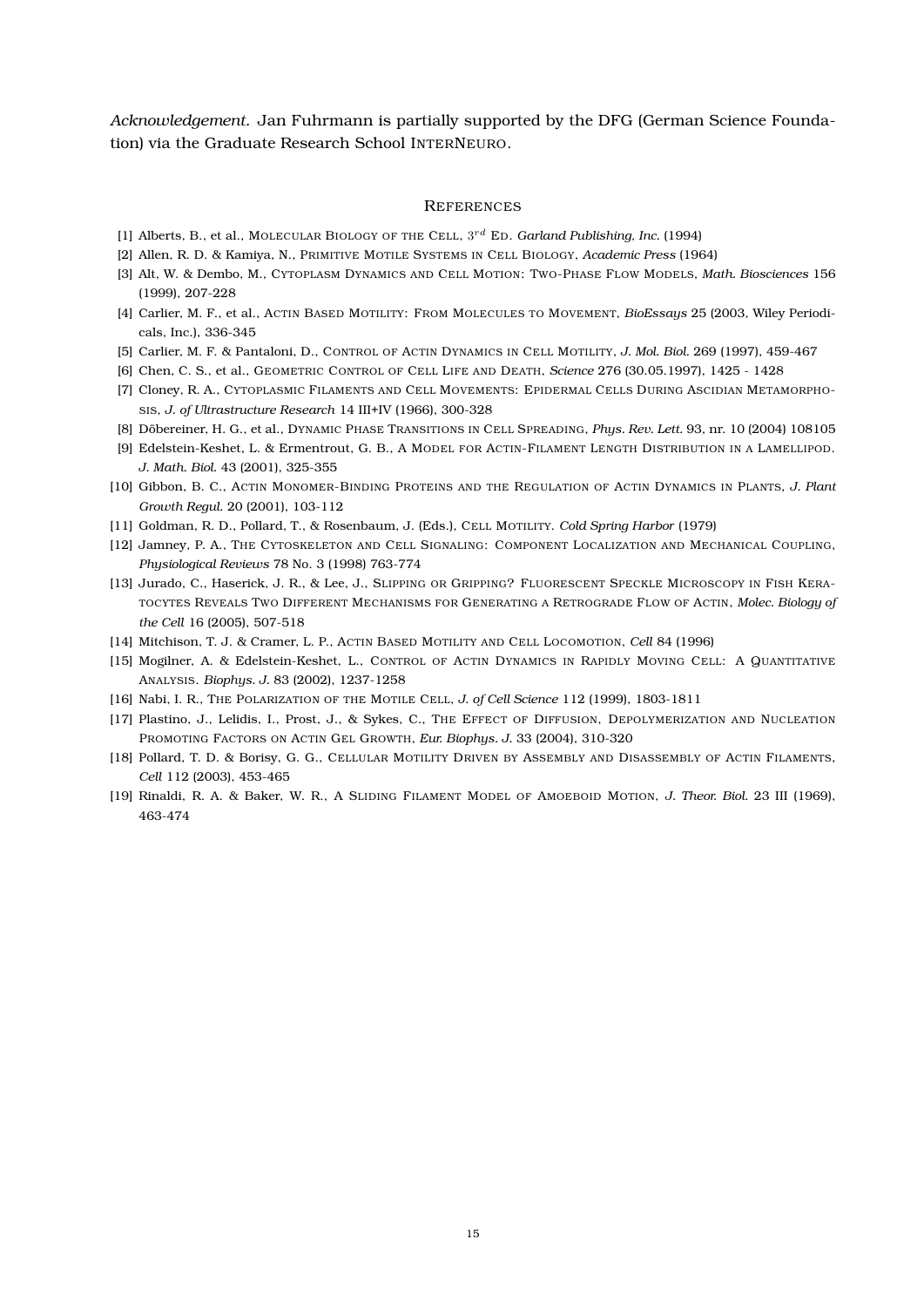*Acknowledgement.* Jan Fuhrmann is partially supported by the DFG (German Science Foundation) via the Graduate Research School INTERNEURO.

## REFERENCES

[1] Alberts, B., et al., MOLECULAR BIOLOGY OF THE CELL, $3^{rd}$ ED. *Garland Publishing, Inc.* (1994)

[2] Allen, R. D. & Kamiya, N., PRIMITIVE MOTILE SYSTEMS IN CELL BIOLOGY, *Academic Press* (1964)

[3] Alt, W. & Dembo, M., CYTOPLASM DYNAMICS AND CELL MOTION: TWO-PHASE FLOW MODELS, *Math. Biosciences* 156 (1999), 207-228

[4] Carlier, M. F., et al., ACTIN BASED MOTILITY: FROM MOLECULES TO MOVEMENT, *BioEssays* 25 (2003, Wiley Periodicals, Inc.), 336-345

[5] Carlier, M. F. & Pantaloni, D., CONTROL OF ACTIN DYNAMICS IN CELL MOTILITY, *J. Mol. Biol.* 269 (1997), 459-467

[6] Chen, C. S., et al., GEOMETRIC CONTROL OF CELL LIFE AND DEATH, *Science* 276 (30.05.1997), 1425 - 1428

[7] Cloney, R. A., CYTOPLASMIC FILAMENTS AND CELL MOVEMENTS: EPIDERMAL CELLS DURING ASCIDIAN METAMORPHOSIS, *J. of Ultrastructure Research* 14 III+IV (1966), 300-328

[8] Döbereiner, H. G., et al., DYNAMIC PHASE TRANSITIONS IN CELL SPREADING, *Phys. Rev. Lett.* 93, nr. 10 (2004) 108105

[9] Edelstein-Keshet, L. & Ermentrout, G. B., A MODEL FOR ACTIN-FILAMENT LENGTH DISTRIBUTION IN A LAMELLIPOD. *J. Math. Biol.* 43 (2001), 325-355

[10] Gibbon, B. C., ACTIN MONOMER-BINDING PROTEINS AND THE REGULATION OF ACTIN DYNAMICS IN PLANTS, *J. Plant Growth Regul.* 20 (2001), 103-112

[11] Goldman, R. D., Pollard, T., & Rosenbaum, J. (Eds.), CELL MOTILITY. *Cold Spring Harbor* (1979)

[12] Jamney, P. A., THE CYTOSKELETON AND CELL SIGNALING: COMPONENT LOCALIZATION AND MECHANICAL COUPLING, *Physiological Reviews* 78 No. 3 (1998) 763-774

[13] Jurado, C., Haserick, J. R., & Lee, J., SLIPPING OR GRIPPING? FLUORESCENT SPECKLE MICROSCOPY IN FISH KERATOCYTES REVEALS TWO DIFFERENT MECHANISMS FOR GENERATING A RETROGRADE FLOW OF ACTIN, *Molec. Biology of the Cell* 16 (2005), 507-518

[14] Mitchison, T. J. & Cramer, L. P., ACTIN BASED MOTILITY AND CELL LOCOMOTION, *Cell* 84 (1996)

[15] Mogilner, A. & Edelstein-Keshet, L., CONTROL OF ACTIN DYNAMICS IN RAPIDLY MOVING CELL: A QUANTITATIVE ANALYSIS. *Biophys. J.* 83 (2002), 1237-1258

[16] Nabi, I. R., THE POLARIZATION OF THE MOTILE CELL, *J. of Cell Science* 112 (1999), 1803-1811

[17] Plastino, J., Lelidis, I., Prost, J., & Sykes, C., THE EFFECT OF DIFFUSION, DEPOLYMERIZATION AND NUCLEATION PROMOTING FACTORS ON ACTIN GEL GROWTH, *Eur. Biophys. J.* 33 (2004), 310-320

[18] Pollard, T. D. & Borisy, G. G., CELLULAR MOTILITY DRIVEN BY ASSEMBLY AND DISASSEMBLY OF ACTIN FILAMENTS, *Cell* 112 (2003), 453-465

[19] Rinaldi, R. A. & Baker, W. R., A SLIDING FILAMENT MODEL OF AMOEBOID MOTION, *J. Theor. Biol.* 23 III (1969), 463-474